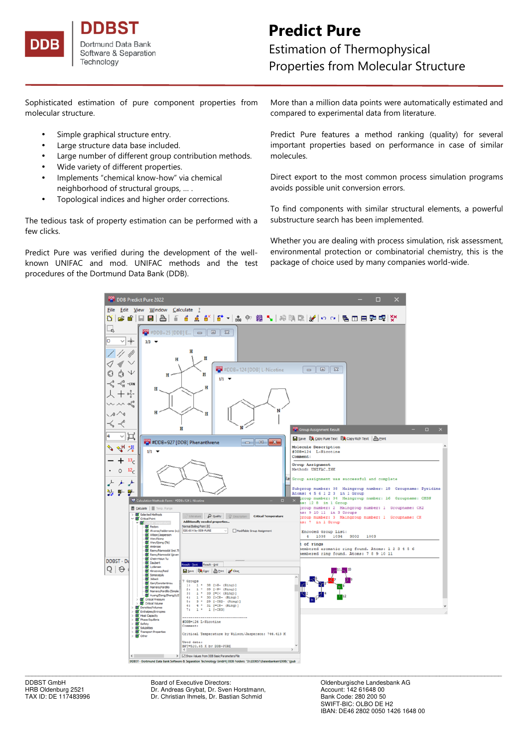# Predict Pure

## Estimation of Thermophysical Properties from Molecular Structure

Sophisticated estimation of pure component properties from molecular structure.

- Simple graphical structure entry.
- Large structure data base included.
- Large number of different group contribution methods.
- Wide variety of different properties.
- Implements "chemical know-how" via chemical neighborhood of structural groups, ... .
- Topological indices and higher order corrections.

The tedious task of property estimation can be performed with a few clicks.

Predict Pure was verified during the development of the well-known UNIFAC and mod. UNIFAC methods and the test procedures of the Dortmund Data Bank (DDB).

More than a million data points were automatically estimated and compared to experimental data from literature.

Predict Pure features a method ranking (quality) for several important properties based on performance in case of similar molecules.

Direct export to the most common process simulation programs avoids possible unit conversion errors.

To find components with similar structural elements, a powerful substructure search has been implemented.

Whether you are dealing with process simulation, risk assessment, environmental protection or combinatorial chemistry, this is the package of choice used by many companies world-wide.

DDBST GmbH
HRB Oldenburg 2521
TAX ID: DE 117483996

Board of Executive Directors:
Dr. Andreas Grybat, Dr. Sven Horstmann,
Dr. Christian Ihmels, Dr. Bastian Schmid

Oldenburgische Landesbank AG
Account: 142 61648 00
Bank Code: 280 200 50
SWIFT-BIC: OLBO DE H2
IBAN: DE46 2802 0050 1426 1648 00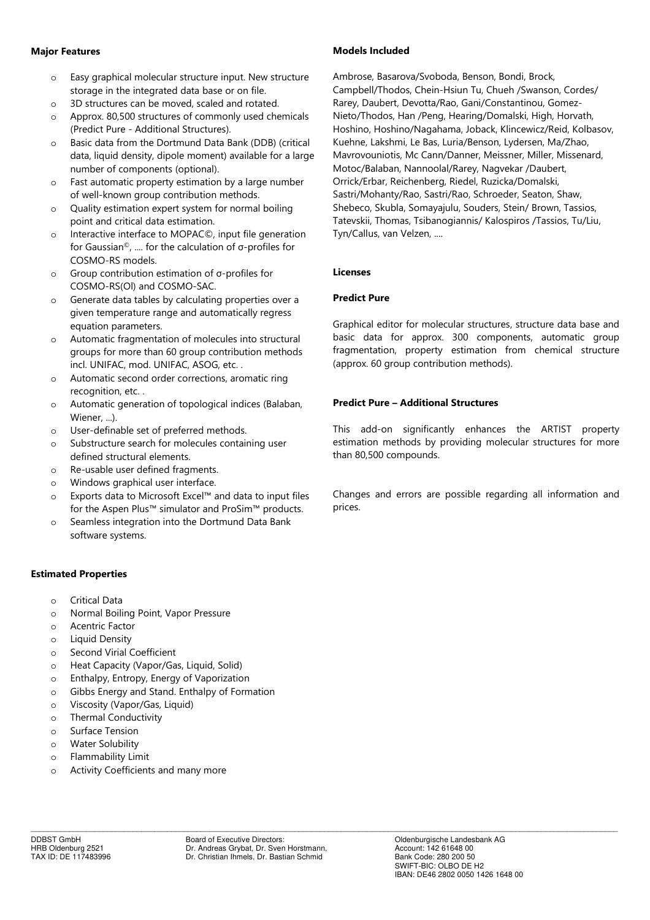**Major Features**

- Easy graphical molecular structure input. New structure storage in the integrated data base or on file.
- 3D structures can be moved, scaled and rotated.
- Approx. 80,500 structures of commonly used chemicals (Predict Pure - Additional Structures).
- Basic data from the Dortmund Data Bank (DDB) (critical data, liquid density, dipole moment) available for a large number of components (optional).
- Fast automatic property estimation by a large number of well-known group contribution methods.
- Quality estimation expert system for normal boiling point and critical data estimation.
- Interactive interface to MOPAC©, input file generation for Gaussian©, .... for the calculation of σ-profiles for COSMO-RS models.
- Group contribution estimation of σ-profiles for COSMO-RS(Ol) and COSMO-SAC.
- Generate data tables by calculating properties over a given temperature range and automatically regress equation parameters.
- Automatic fragmentation of molecules into structural groups for more than 60 group contribution methods incl. UNIFAC, mod. UNIFAC, ASOG, etc. .
- Automatic second order corrections, aromatic ring recognition, etc. .
- Automatic generation of topological indices (Balaban, Wiener, ...).
- User-definable set of preferred methods.
- Substructure search for molecules containing user defined structural elements.
- Re-usable user defined fragments.
- Windows graphical user interface.
- Exports data to Microsoft Excel™ and data to input files for the Aspen Plus™ simulator and ProSim™ products.
- Seamless integration into the Dortmund Data Bank software systems.

**Estimated Properties**

- Critical Data
- Normal Boiling Point, Vapor Pressure
- Acentric Factor
- Liquid Density
- Second Virial Coefficient
- Heat Capacity (Vapor/Gas, Liquid, Solid)
- Enthalpy, Entropy, Energy of Vaporization
- Gibbs Energy and Stand. Enthalpy of Formation
- Viscosity (Vapor/Gas, Liquid)
- Thermal Conductivity
- Surface Tension
- Water Solubility
- Flammability Limit
- Activity Coefficients and many more

**Models Included**

Ambrose, Basarova/Svoboda, Benson, Bondi, Brock, Campbell/Thodos, Chein-Hsiun Tu, Chueh /Swanson, Cordes/ Rarey, Daubert, Devotta/Rao, Gani/Constantinou, Gomez-Nieto/Thodos, Han /Peng, Hearing/Domalski, High, Horvath, Hoshino, Hoshino/Nagahama, Joback, Klincewicz/Reid, Kolbasov, Kuehne, Lakshmi, Le Bas, Luria/Benson, Lydersen, Ma/Zhao, Mavrovouniotis, Mc Cann/Danner, Meissner, Miller, Missenard, Motoc/Balaban, Nannoolal/Rarey, Nagvekar /Daubert, Orrick/Erbar, Reichenberg, Riedel, Ruzicka/Domalski, Sastri/Mohanty/Rao, Sastri/Rao, Schroeder, Seaton, Shaw, Shebeco, Skubla, Somayajulu, Souders, Stein/ Brown, Tassios, Tatevskii, Thomas, Tsibanogiannis/ Kalospiros /Tassios, Tu/Liu, Tyn/Callus, van Velzen, ....

**Licenses**

**Predict Pure**

Graphical editor for molecular structures, structure data base and basic data for approx. 300 components, automatic group fragmentation, property estimation from chemical structure (approx. 60 group contribution methods).

**Predict Pure – Additional Structures**

This add-on significantly enhances the ARTIST property estimation methods by providing molecular structures for more than 80,500 compounds.

Changes and errors are possible regarding all information and prices.

DDBST GmbH
HRB Oldenburg 2521
TAX ID: DE 117483996

Board of Executive Directors:
Dr. Andreas Grybat, Dr. Sven Horstmann,
Dr. Christian Ihmels, Dr. Bastian Schmid

Oldenburgische Landesbank AG
Account: 142 61648 00
Bank Code: 280 200 50
SWIFT-BIC: OLBO DE H2
IBAN: DE46 2802 0050 1426 1648 00